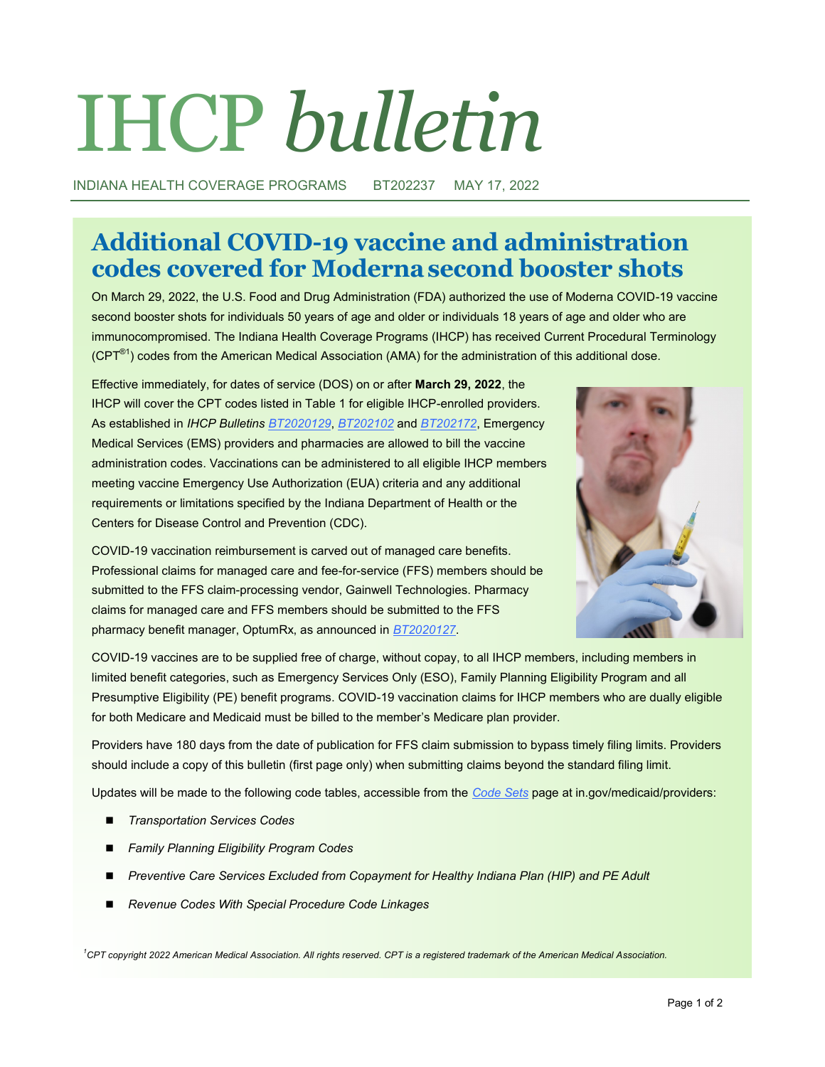# IHCP *bulletin*

INDIANA HEALTH COVERAGE PROGRAMS BT202237 MAY 17, 2022

## Additional COVID-19 vaccine and administration codes covered for Moderna second booster shots

On March 29, 2022, the U.S. Food and Drug Administration (FDA) authorized the use of Moderna COVID-19 vaccine second booster shots for individuals 50 years of age and older or individuals 18 years of age and older who are immunocompromised. The Indiana Health Coverage Programs (IHCP) has received Current Procedural Terminology (CPT®[1]) codes from the American Medical Association (AMA) for the administration of this additional dose.

Effective immediately, for dates of service (DOS) on or after **March 29, 2022**, the IHCP will cover the CPT codes listed in Table 1 for eligible IHCP-enrolled providers. As established in *IHCP Bulletins* BT2020129, BT202102 and BT202172, Emergency Medical Services (EMS) providers and pharmacies are allowed to bill the vaccine administration codes. Vaccinations can be administered to all eligible IHCP members meeting vaccine Emergency Use Authorization (EUA) criteria and any additional requirements or limitations specified by the Indiana Department of Health or the Centers for Disease Control and Prevention (CDC).

COVID-19 vaccination reimbursement is carved out of managed care benefits. Professional claims for managed care and fee-for-service (FFS) members should be submitted to the FFS claim-processing vendor, Gainwell Technologies. Pharmacy claims for managed care and FFS members should be submitted to the FFS pharmacy benefit manager, OptumRx, as announced in BT2020127.

COVID-19 vaccines are to be supplied free of charge, without copay, to all IHCP members, including members in limited benefit categories, such as Emergency Services Only (ESO), Family Planning Eligibility Program and all Presumptive Eligibility (PE) benefit programs. COVID-19 vaccination claims for IHCP members who are dually eligible for both Medicare and Medicaid must be billed to the member's Medicare plan provider.

Providers have 180 days from the date of publication for FFS claim submission to bypass timely filing limits. Providers should include a copy of this bulletin (first page only) when submitting claims beyond the standard filing limit.

Updates will be made to the following code tables, accessible from the *Code Sets* page at in.gov/medicaid/providers:

- *Transportation Services Codes*
- *Family Planning Eligibility Program Codes*
- *Preventive Care Services Excluded from Copayment for Healthy Indiana Plan (HIP) and PE Adult*
- *Revenue Codes With Special Procedure Code Linkages*

*[1]CPT copyright 2022 American Medical Association. All rights reserved. CPT is a registered trademark of the American Medical Association.*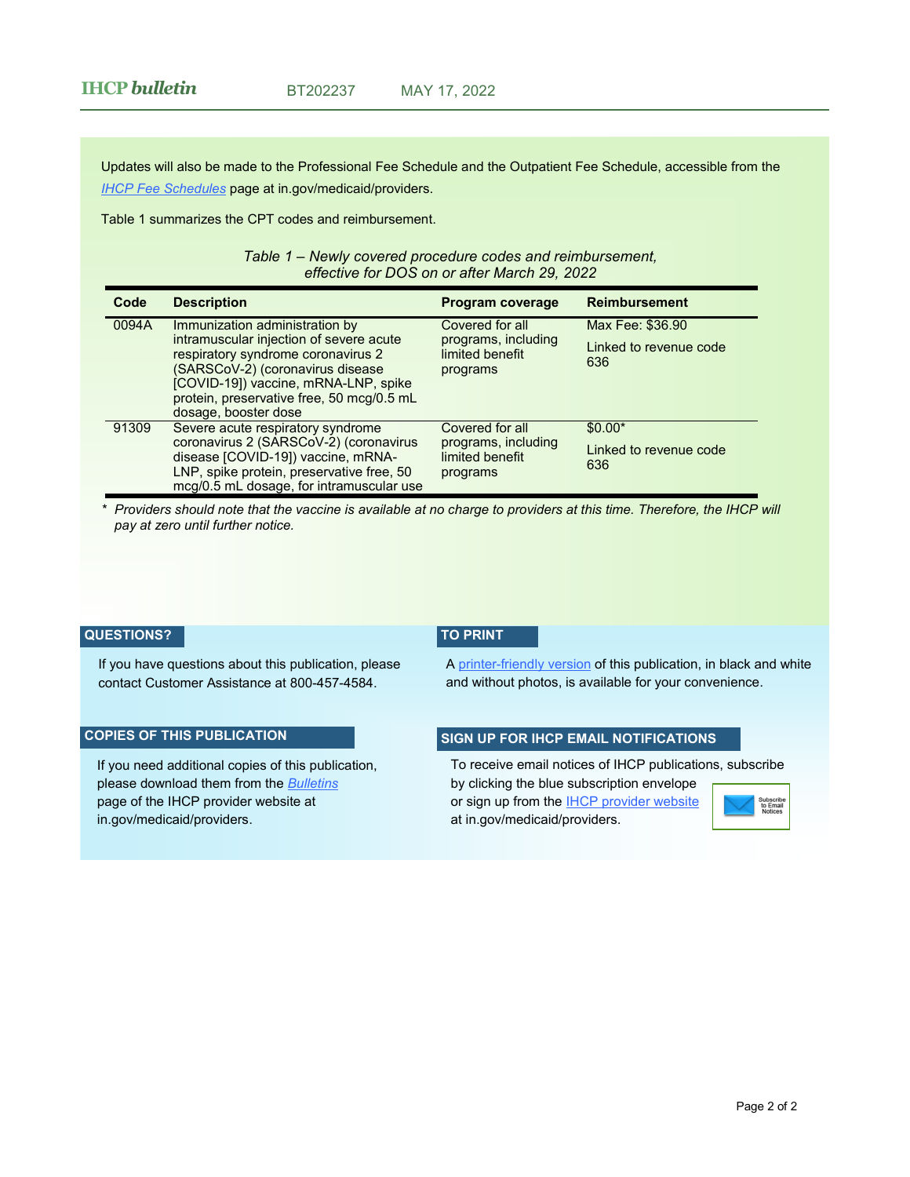Updates will also be made to the Professional Fee Schedule and the Outpatient Fee Schedule, accessible from the *IHCP Fee Schedules* page at in.gov/medicaid/providers.

Table 1 summarizes the CPT codes and reimbursement.

*Table 1 – Newly covered procedure codes and reimbursement, effective for DOS on or after March 29, 2022*

| Code | Description | Program coverage | Reimbursement |
| --- | --- | --- | --- |
| 0094A | Immunization administration by intramuscular injection of severe acute respiratory syndrome coronavirus 2 (SARSCoV-2) (coronavirus disease [COVID-19]) vaccine, mRNA-LNP, spike protein, preservative free, 50 mcg/0.5 mL dosage, booster dose | Covered for all programs, including limited benefit programs | Max Fee: $36.90<br>Linked to revenue code 636 |
| 91309 | Severe acute respiratory syndrome coronavirus 2 (SARSCoV-2) (coronavirus disease [COVID-19]) vaccine, mRNA-LNP, spike protein, preservative free, 50 mcg/0.5 mL dosage, for intramuscular use | Covered for all programs, including limited benefit programs | $0.00*<br>Linked to revenue code 636 |

\* *Providers should note that the vaccine is available at no charge to providers at this time. Therefore, the IHCP will pay at zero until further notice.*

## QUESTIONS?

If you have questions about this publication, please contact Customer Assistance at 800-457-4584.

## COPIES OF THIS PUBLICATION

If you need additional copies of this publication, please download them from the *Bulletins* page of the IHCP provider website at in.gov/medicaid/providers.

## TO PRINT

A printer-friendly version of this publication, in black and white and without photos, is available for your convenience.

## SIGN UP FOR IHCP EMAIL NOTIFICATIONS

To receive email notices of IHCP publications, subscribe by clicking the blue subscription envelope or sign up from the IHCP provider website at in.gov/medicaid/providers.